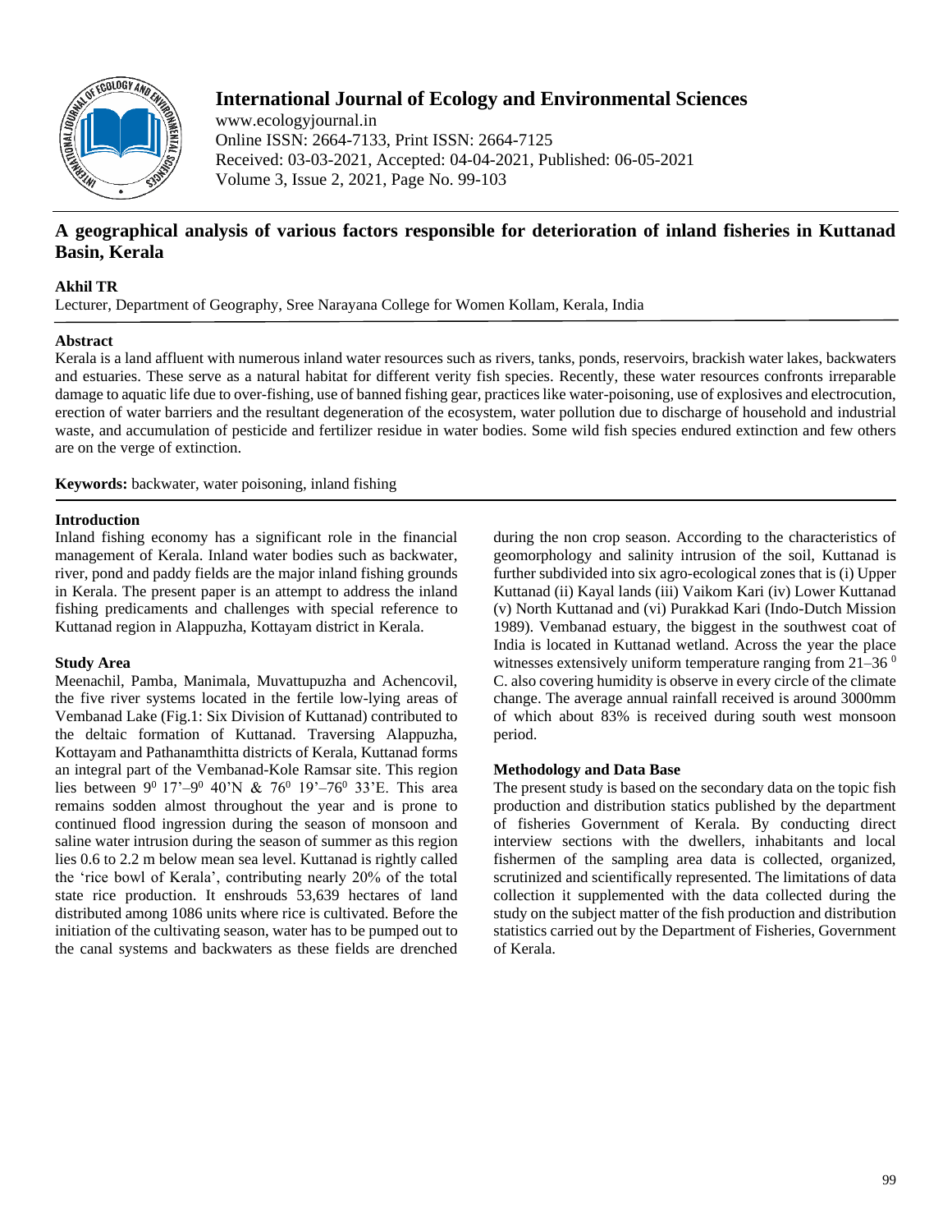# A geographical analysis of various factors responsible for deterioration of inland fisheries in Kuttanad Basin, Kerala

**Akhil TR**

Lecturer, Department of Geography, Sree Narayana College for Women Kollam, Kerala, India

## Abstract

Kerala is a land affluent with numerous inland water resources such as rivers, tanks, ponds, reservoirs, brackish water lakes, backwaters and estuaries. These serve as a natural habitat for different verity fish species. Recently, these water resources confronts irreparable damage to aquatic life due to over-fishing, use of banned fishing gear, practices like water-poisoning, use of explosives and electrocution, erection of water barriers and the resultant degeneration of the ecosystem, water pollution due to discharge of household and industrial waste, and accumulation of pesticide and fertilizer residue in water bodies. Some wild fish species endured extinction and few others are on the verge of extinction.

**Keywords:** backwater, water poisoning, inland fishing

## Introduction

Inland fishing economy has a significant role in the financial management of Kerala. Inland water bodies such as backwater, river, pond and paddy fields are the major inland fishing grounds in Kerala. The present paper is an attempt to address the inland fishing predicaments and challenges with special reference to Kuttanad region in Alappuzha, Kottayam district in Kerala.

## Study Area

Meenachil, Pamba, Manimala, Muvattupuzha and Achencovil, the five river systems located in the fertile low-lying areas of Vembanad Lake (Fig.1: Six Division of Kuttanad) contributed to the deltaic formation of Kuttanad. Traversing Alappuzha, Kottayam and Pathanamthitta districts of Kerala, Kuttanad forms an integral part of the Vembanad-Kole Ramsar site. This region lies between $9^0$ 17'–$9^0$ 40'N & $76^0$ 19'–$76^0$ 33'E. This area remains sodden almost throughout the year and is prone to continued flood ingression during the season of monsoon and saline water intrusion during the season of summer as this region lies 0.6 to 2.2 m below mean sea level. Kuttanad is rightly called the 'rice bowl of Kerala', contributing nearly 20% of the total state rice production. It enshrouds 53,639 hectares of land distributed among 1086 units where rice is cultivated. Before the initiation of the cultivating season, water has to be pumped out to the canal systems and backwaters as these fields are drenched during the non crop season. According to the characteristics of geomorphology and salinity intrusion of the soil, Kuttanad is further subdivided into six agro-ecological zones that is (i) Upper Kuttanad (ii) Kayal lands (iii) Vaikom Kari (iv) Lower Kuttanad (v) North Kuttanad and (vi) Purakkad Kari (Indo-Dutch Mission 1989). Vembanad estuary, the biggest in the southwest coat of India is located in Kuttanad wetland. Across the year the place witnesses extensively uniform temperature ranging from 21–36 $^0$ C. also covering humidity is observe in every circle of the climate change. The average annual rainfall received is around 3000mm of which about 83% is received during south west monsoon period.

## Methodology and Data Base

The present study is based on the secondary data on the topic fish production and distribution statics published by the department of fisheries Government of Kerala. By conducting direct interview sections with the dwellers, inhabitants and local fishermen of the sampling area data is collected, organized, scrutinized and scientifically represented. The limitations of data collection it supplemented with the data collected during the study on the subject matter of the fish production and distribution statistics carried out by the Department of Fisheries, Government of Kerala.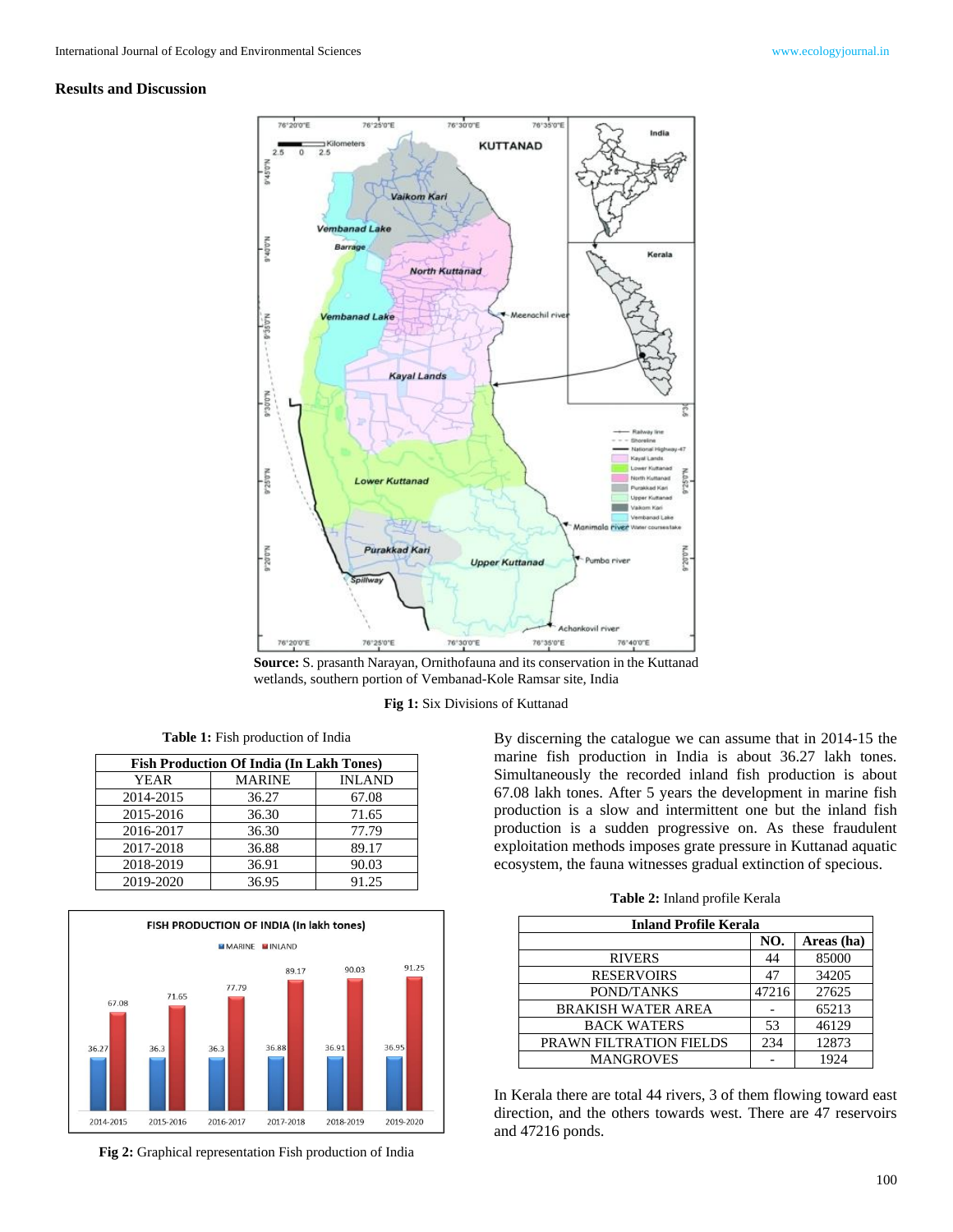## Results and Discussion

**Source:** S. prasanth Narayan, Ornithofauna and its conservation in the Kuttanad wetlands, southern portion of Vembanad-Kole Ramsar site, India

**Fig 1:** Six Divisions of Kuttanad

**Table 1:** Fish production of India

| Fish Production Of India (In Lakh Tones) | | |
|---|---|---|
| YEAR | MARINE | INLAND |
| 2014-2015 | 36.27 | 67.08 |
| 2015-2016 | 36.30 | 71.65 |
| 2016-2017 | 36.30 | 77.79 |
| 2017-2018 | 36.88 | 89.17 |
| 2018-2019 | 36.91 | 90.03 |
| 2019-2020 | 36.95 | 91.25 |

**Fig 2:** Graphical representation Fish production of India

By discerning the catalogue we can assume that in 2014-15 the marine fish production in India is about 36.27 lakh tones. Simultaneously the recorded inland fish production is about 67.08 lakh tones. After 5 years the development in marine fish production is a slow and intermittent one but the inland fish production is a sudden progressive on. As these fraudulent exploitation methods imposes grate pressure in Kuttanad aquatic ecosystem, the fauna witnesses gradual extinction of specious.

**Table 2:** Inland profile Kerala

| Inland Profile Kerala | | |
|---|---|---|
| | NO. | Areas (ha) |
| RIVERS | 44 | 85000 |
| RESERVOIRS | 47 | 34205 |
| POND/TANKS | 47216 | 27625 |
| BRAKISH WATER AREA | - | 65213 |
| BACK WATERS | 53 | 46129 |
| PRAWN FILTRATION FIELDS | 234 | 12873 |
| MANGROVES | - | 1924 |

In Kerala there are total 44 rivers, 3 of them flowing toward east direction, and the others towards west. There are 47 reservoirs and 47216 ponds.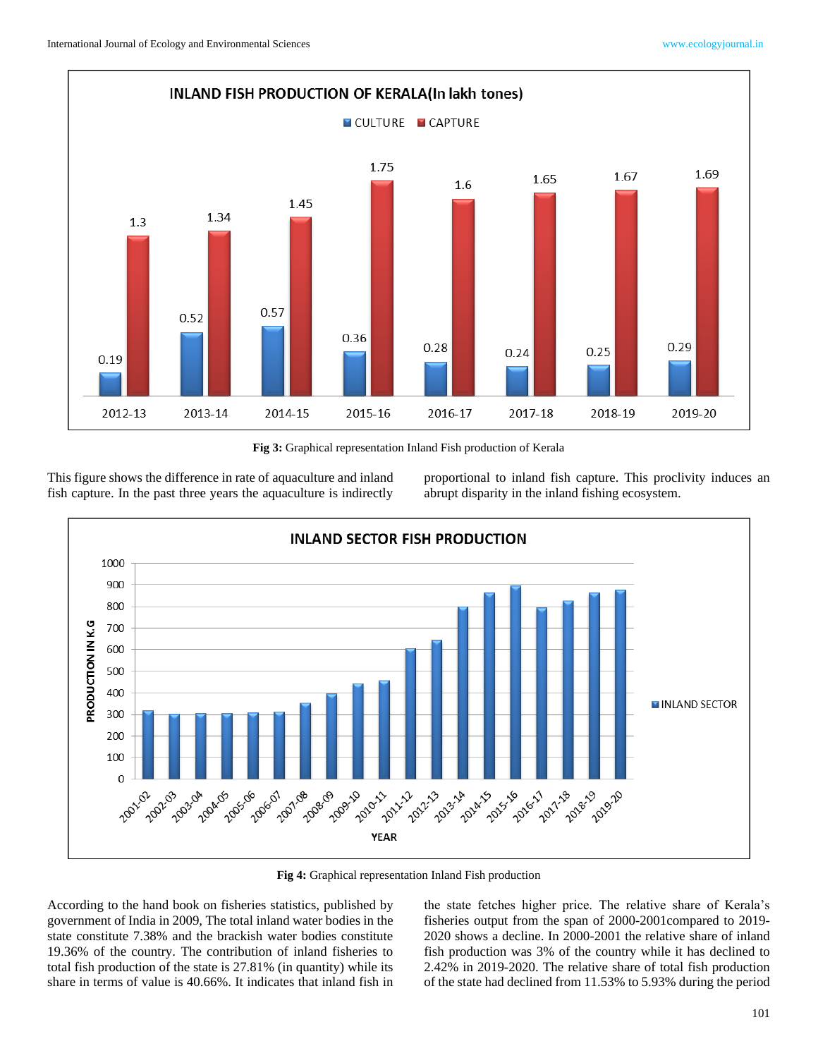Fig 3: Graphical representation Inland Fish production of Kerala

This figure shows the difference in rate of aquaculture and inland fish capture. In the past three years the aquaculture is indirectly proportional to inland fish capture. This proclivity induces an abrupt disparity in the inland fishing ecosystem.

Fig 4: Graphical representation Inland Fish production

According to the hand book on fisheries statistics, published by government of India in 2009, The total inland water bodies in the state constitute 7.38% and the brackish water bodies constitute 19.36% of the country. The contribution of inland fisheries to total fish production of the state is 27.81% (in quantity) while its share in terms of value is 40.66%. It indicates that inland fish in the state fetches higher price. The relative share of Kerala's fisheries output from the span of 2000-2001compared to 2019-2020 shows a decline. In 2000-2001 the relative share of inland fish production was 3% of the country while it has declined to 2.42% in 2019-2020. The relative share of total fish production of the state had declined from 11.53% to 5.93% during the period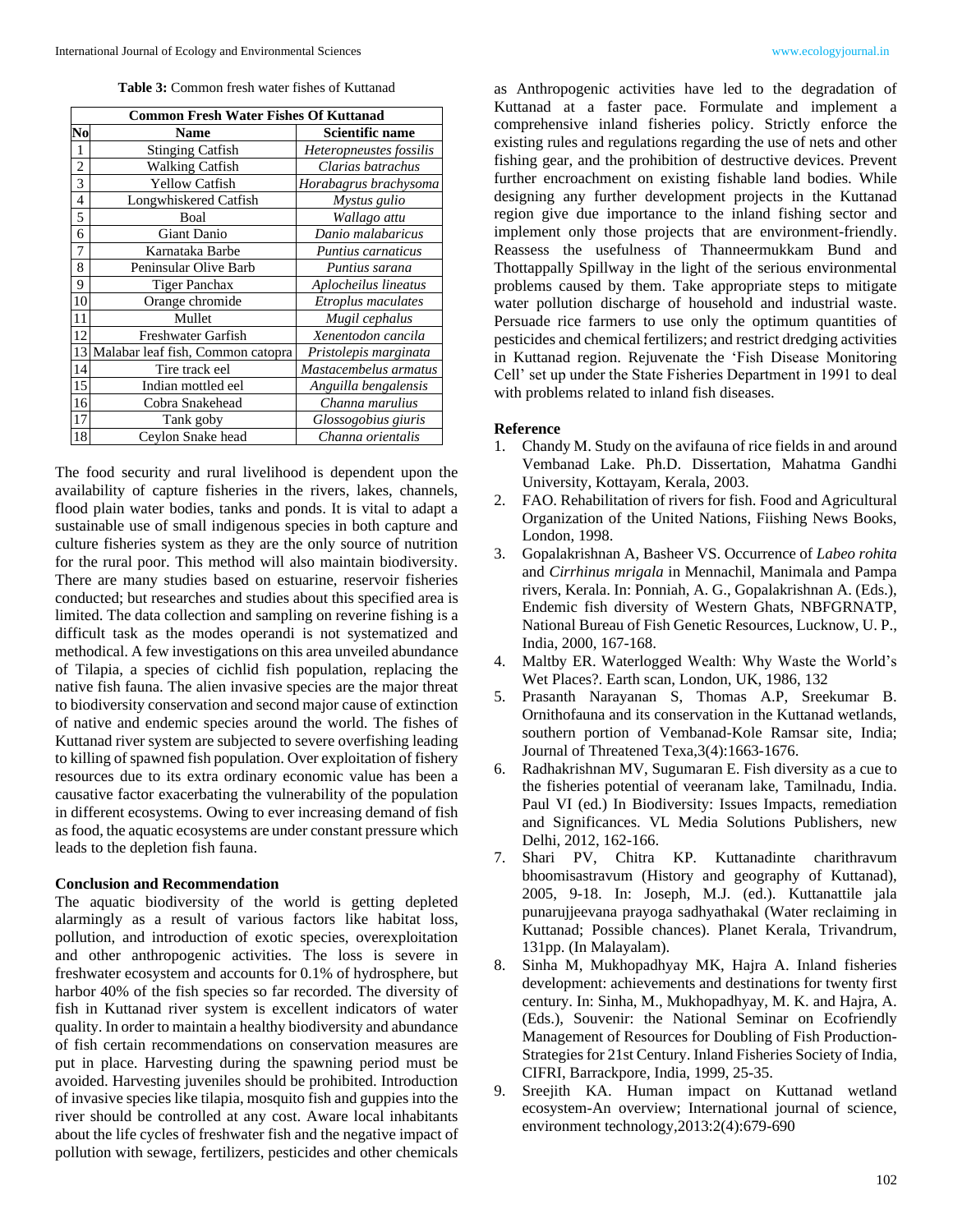**Table 3:** Common fresh water fishes of Kuttanad

| Common Fresh Water Fishes Of Kuttanad | | |
|---|---|---|
| No | Name | Scientific name |
| 1 | Stinging Catfish | *Heteropneustes fossilis* |
| 2 | Walking Catfish | *Clarias batrachus* |
| 3 | Yellow Catfish | *Horabagrus brachysoma* |
| 4 | Longwhiskered Catfish | *Mystus gulio* |
| 5 | Boal | *Wallago attu* |
| 6 | Giant Danio | *Danio malabaricus* |
| 7 | Karnataka Barbe | *Puntius carnaticus* |
| 8 | Peninsular Olive Barb | *Puntius sarana* |
| 9 | Tiger Panchax | *Aplocheilus lineatus* |
| 10 | Orange chromide | *Etroplus maculates* |
| 11 | Mullet | *Mugil cephalus* |
| 12 | Freshwater Garfish | *Xenentodon cancila* |
| 13 | Malabar leaf fish, Common catopra | *Pristolepis marginata* |
| 14 | Tire track eel | *Mastacembelus armatus* |
| 15 | Indian mottled eel | *Anguilla bengalensis* |
| 16 | Cobra Snakehead | *Channa marulius* |
| 17 | Tank goby | *Glossogobius giuris* |
| 18 | Ceylon Snake head | *Channa orientalis* |

The food security and rural livelihood is dependent upon the availability of capture fisheries in the rivers, lakes, channels, flood plain water bodies, tanks and ponds. It is vital to adapt a sustainable use of small indigenous species in both capture and culture fisheries system as they are the only source of nutrition for the rural poor. This method will also maintain biodiversity. There are many studies based on estuarine, reservoir fisheries conducted; but researches and studies about this specified area is limited. The data collection and sampling on reverine fishing is a difficult task as the modes operandi is not systematized and methodical. A few investigations on this area unveiled abundance of Tilapia, a species of cichlid fish population, replacing the native fish fauna. The alien invasive species are the major threat to biodiversity conservation and second major cause of extinction of native and endemic species around the world. The fishes of Kuttanad river system are subjected to severe overfishing leading to killing of spawned fish population. Over exploitation of fishery resources due to its extra ordinary economic value has been a causative factor exacerbating the vulnerability of the population in different ecosystems. Owing to ever increasing demand of fish as food, the aquatic ecosystems are under constant pressure which leads to the depletion fish fauna.

## Conclusion and Recommendation

The aquatic biodiversity of the world is getting depleted alarmingly as a result of various factors like habitat loss, pollution, and introduction of exotic species, overexploitation and other anthropogenic activities. The loss is severe in freshwater ecosystem and accounts for 0.1% of hydrosphere, but harbor 40% of the fish species so far recorded. The diversity of fish in Kuttanad river system is excellent indicators of water quality. In order to maintain a healthy biodiversity and abundance of fish certain recommendations on conservation measures are put in place. Harvesting during the spawning period must be avoided. Harvesting juveniles should be prohibited. Introduction of invasive species like tilapia, mosquito fish and guppies into the river should be controlled at any cost. Aware local inhabitants about the life cycles of freshwater fish and the negative impact of pollution with sewage, fertilizers, pesticides and other chemicals as Anthropogenic activities have led to the degradation of Kuttanad at a faster pace. Formulate and implement a comprehensive inland fisheries policy. Strictly enforce the existing rules and regulations regarding the use of nets and other fishing gear, and the prohibition of destructive devices. Prevent further encroachment on existing fishable land bodies. While designing any further development projects in the Kuttanad region give due importance to the inland fishing sector and implement only those projects that are environment-friendly. Reassess the usefulness of Thanneermukkam Bund and Thottappally Spillway in the light of the serious environmental problems caused by them. Take appropriate steps to mitigate water pollution discharge of household and industrial waste. Persuade rice farmers to use only the optimum quantities of pesticides and chemical fertilizers; and restrict dredging activities in Kuttanad region. Rejuvenate the 'Fish Disease Monitoring Cell' set up under the State Fisheries Department in 1991 to deal with problems related to inland fish diseases.

## Reference

1. Chandy M. Study on the avifauna of rice fields in and around Vembanad Lake. Ph.D. Dissertation, Mahatma Gandhi University, Kottayam, Kerala, 2003.
2. FAO. Rehabilitation of rivers for fish. Food and Agricultural Organization of the United Nations, Fiishing News Books, London, 1998.
3. Gopalakrishnan A, Basheer VS. Occurrence of *Labeo rohita* and *Cirrhinus mrigala* in Mennachil, Manimala and Pampa rivers, Kerala. In: Ponniah, A. G., Gopalakrishnan A. (Eds.), Endemic fish diversity of Western Ghats, NBFGRNATP, National Bureau of Fish Genetic Resources, Lucknow, U. P., India, 2000, 167-168.
4. Maltby ER. Waterlogged Wealth: Why Waste the World's Wet Places?. Earth scan, London, UK, 1986, 132
5. Prasanth Narayanan S, Thomas A.P, Sreekumar B. Ornithofauna and its conservation in the Kuttanad wetlands, southern portion of Vembanad-Kole Ramsar site, India; Journal of Threatened Texa,3(4):1663-1676.
6. Radhakrishnan MV, Sugumaran E. Fish diversity as a cue to the fisheries potential of veeranam lake, Tamilnadu, India. Paul VI (ed.) In Biodiversity: Issues Impacts, remediation and Significances. VL Media Solutions Publishers, new Delhi, 2012, 162-166.
7. Shari PV, Chitra KP. Kuttanadinte charithravum bhoomisastravum (History and geography of Kuttanad), 2005, 9-18. In: Joseph, M.J. (ed.). Kuttanattile jala punarujjeevana prayoga sadhyathakal (Water reclaiming in Kuttanad; Possible chances). Planet Kerala, Trivandrum, 131pp. (In Malayalam).
8. Sinha M, Mukhopadhyay MK, Hajra A. Inland fisheries development: achievements and destinations for twenty first century. In: Sinha, M., Mukhopadhyay, M. K. and Hajra, A. (Eds.), Souvenir: the National Seminar on Ecofriendly Management of Resources for Doubling of Fish Production-Strategies for 21st Century. Inland Fisheries Society of India, CIFRI, Barrackpore, India, 1999, 25-35.
9. Sreejith KA. Human impact on Kuttanad wetland ecosystem-An overview; International journal of science, environment technology,2013:2(4):679-690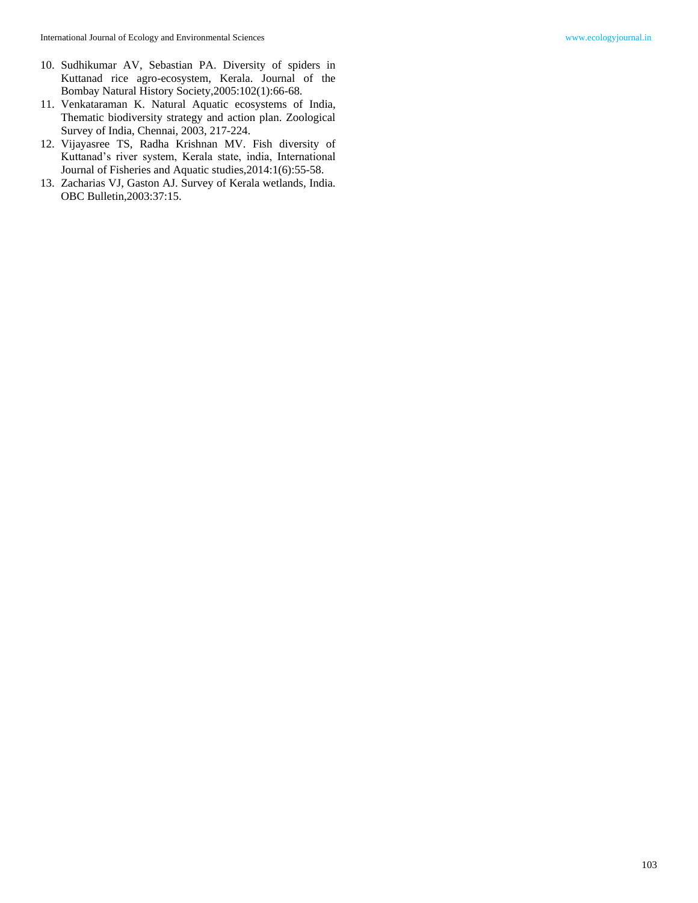10. Sudhikumar AV, Sebastian PA. Diversity of spiders in Kuttanad rice agro-ecosystem, Kerala. Journal of the Bombay Natural History Society,2005:102(1):66-68.
11. Venkataraman K. Natural Aquatic ecosystems of India, Thematic biodiversity strategy and action plan. Zoological Survey of India, Chennai, 2003, 217-224.
12. Vijayasree TS, Radha Krishnan MV. Fish diversity of Kuttanad's river system, Kerala state, india, International Journal of Fisheries and Aquatic studies,2014:1(6):55-58.
13. Zacharias VJ, Gaston AJ. Survey of Kerala wetlands, India. OBC Bulletin,2003:37:15.